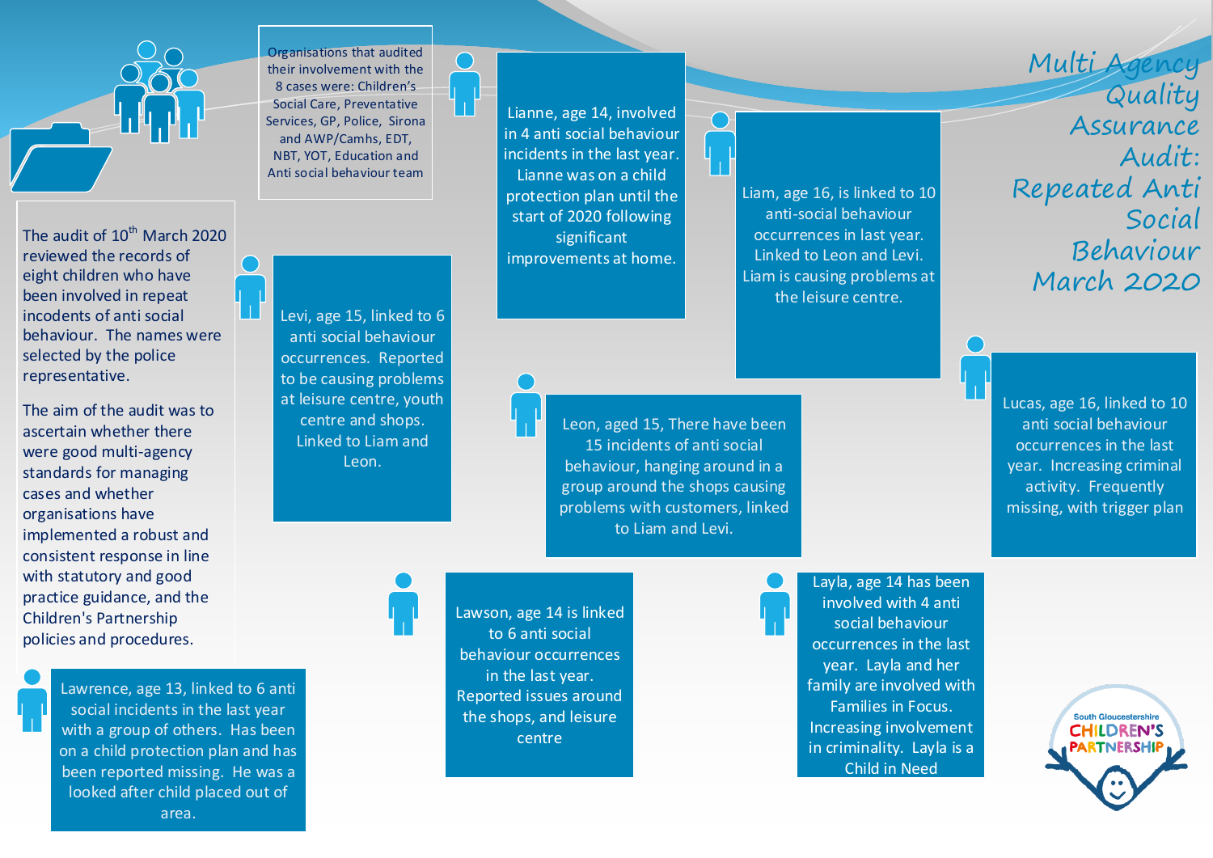# Multi Agency Quality Assurance Audit: Repeated Anti Social Behaviour March 2020

The audit of 10th March 2020 reviewed the records of eight children who have been involved in repeat incodents of anti social behaviour. The names were selected by the police representative.

The aim of the audit was to ascertain whether there were good multi-agency standards for managing cases and whether organisations have implemented a robust and consistent response in line with statutory and good practice guidance, and the Children's Partnership policies and procedures.

Organisations that audited their involvement with the 8 cases were: Children's Social Care, Preventative Services, GP, Police, Sirona and AWP/Camhs, EDT, NBT, YOT, Education and Anti social behaviour team

Lianne, age 14, involved in 4 anti social behaviour incidents in the last year. Lianne was on a child protection plan until the start of 2020 following significant improvements at home.

Liam, age 16, is linked to 10 anti-social behaviour occurrences in last year. Linked to Leon and Levi. Liam is causing problems at the leisure centre.

Levi, age 15, linked to 6 anti social behaviour occurrences. Reported to be causing problems at leisure centre, youth centre and shops. Linked to Liam and Leon.

Leon, aged 15, There have been 15 incidents of anti social behaviour, hanging around in a group around the shops causing problems with customers, linked to Liam and Levi.

Lucas, age 16, linked to 10 anti social behaviour occurrences in the last year. Increasing criminal activity. Frequently missing, with trigger plan

Lawrence, age 13, linked to 6 anti social incidents in the last year with a group of others. Has been on a child protection plan and has been reported missing. He was a looked after child placed out of area.

Lawson, age 14 is linked to 6 anti social behaviour occurrences in the last year. Reported issues around the shops, and leisure centre

Layla, age 14 has been involved with 4 anti social behaviour occurrences in the last year. Layla and her family are involved with Families in Focus. Increasing involvement in criminality. Layla is a Child in Need

South Gloucestershire CHILDREN'S PARTNERSHIP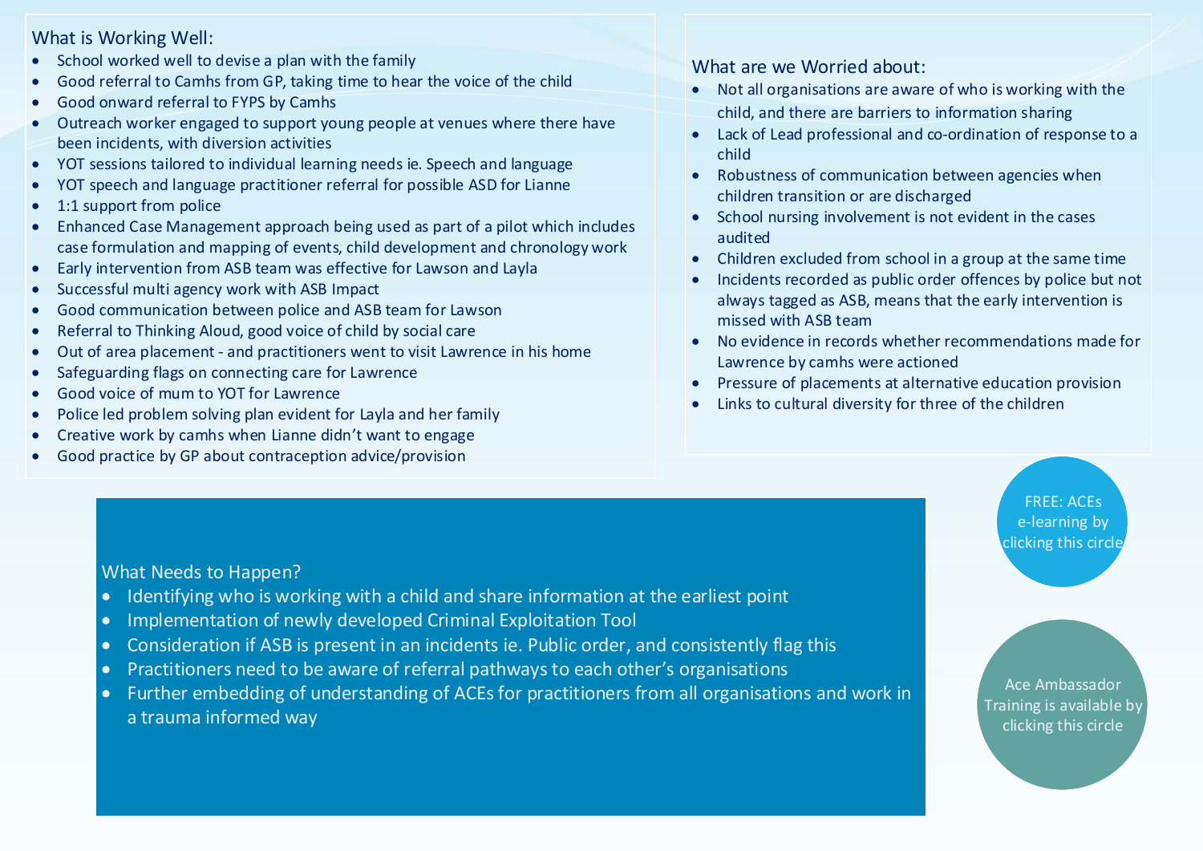## What is Working Well:

- School worked well to devise a plan with the family
- Good referral to Camhs from GP, taking time to hear the voice of the child
- Good onward referral to FYPS by Camhs
- Outreach worker engaged to support young people at venues where there have been incidents, with diversion activities
- YOT sessions tailored to individual learning needs ie. Speech and language
- YOT speech and language practitioner referral for possible ASD for Lianne
- 1:1 support from police
- Enhanced Case Management approach being used as part of a pilot which includes case formulation and mapping of events, child development and chronology work
- Early intervention from ASB team was effective for Lawson and Layla
- Successful multi agency work with ASB Impact
- Good communication between police and ASB team for Lawson
- Referral to Thinking Aloud, good voice of child by social care
- Out of area placement - and practitioners went to visit Lawrence in his home
- Safeguarding flags on connecting care for Lawrence
- Good voice of mum to YOT for Lawrence
- Police led problem solving plan evident for Layla and her family
- Creative work by camhs when Lianne didn't want to engage
- Good practice by GP about contraception advice/provision

## What are we Worried about:

- Not all organisations are aware of who is working with the child, and there are barriers to information sharing
- Lack of Lead professional and co-ordination of response to a child
- Robustness of communication between agencies when children transition or are discharged
- School nursing involvement is not evident in the cases audited
- Children excluded from school in a group at the same time
- Incidents recorded as public order offences by police but not always tagged as ASB, means that the early intervention is missed with ASB team
- No evidence in records whether recommendations made for Lawrence by camhs were actioned
- Pressure of placements at alternative education provision
- Links to cultural diversity for three of the children

## What Needs to Happen?

- Identifying who is working with a child and share information at the earliest point
- Implementation of newly developed Criminal Exploitation Tool
- Consideration if ASB is present in an incidents ie. Public order, and consistently flag this
- Practitioners need to be aware of referral pathways to each other's organisations
- Further embedding of understanding of ACEs for practitioners from all organisations and work in a trauma informed way

FREE: ACEs e-learning by clicking this circle

Ace Ambassador Training is available by clicking this circle